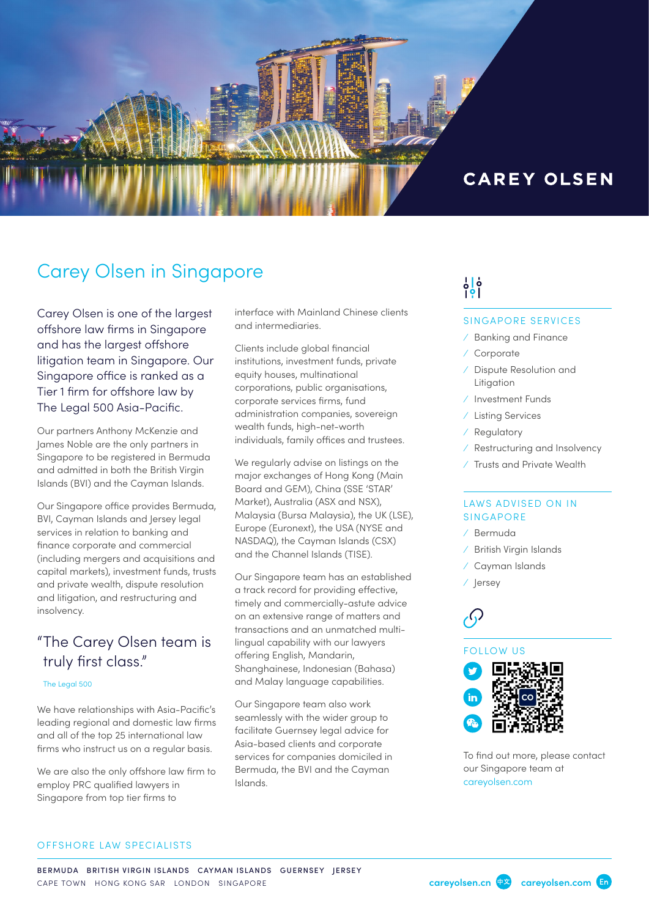CAREY OLSEN

# Carey Olsen in Singapore

Carey Olsen is one of the largest offshore law firms in Singapore and has the largest offshore litigation team in Singapore. Our Singapore office is ranked as a Tier 1 firm for offshore law by The Legal 500 Asia-Pacific.

Our partners Anthony McKenzie and James Noble are the only partners in Singapore to be registered in Bermuda and admitted in both the British Virgin Islands (BVI) and the Cayman Islands.

Our Singapore office provides Bermuda, BVI, Cayman Islands and Jersey legal services in relation to banking and finance corporate and commercial (including mergers and acquisitions and capital markets), investment funds, trusts and private wealth, dispute resolution and litigation, and restructuring and insolvency.

> "The Carey Olsen team is truly first class."
>
> The Legal 500

We have relationships with Asia-Pacific's leading regional and domestic law firms and all of the top 25 international law firms who instruct us on a regular basis.

We are also the only offshore law firm to employ PRC qualified lawyers in Singapore from top tier firms to interface with Mainland Chinese clients and intermediaries.

Clients include global financial institutions, investment funds, private equity houses, multinational corporations, public organisations, corporate services firms, fund administration companies, sovereign wealth funds, high-net-worth individuals, family offices and trustees.

We regularly advise on listings on the major exchanges of Hong Kong (Main Board and GEM), China (SSE 'STAR' Market), Australia (ASX and NSX), Malaysia (Bursa Malaysia), the UK (LSE), Europe (Euronext), the USA (NYSE and NASDAQ), the Cayman Islands (CSX) and the Channel Islands (TISE).

Our Singapore team has an established a track record for providing effective, timely and commercially-astute advice on an extensive range of matters and transactions and an unmatched multi-lingual capability with our lawyers offering English, Mandarin, Shanghainese, Indonesian (Bahasa) and Malay language capabilities.

Our Singapore team also work seamlessly with the wider group to facilitate Guernsey legal advice for Asia-based clients and corporate services for companies domiciled in Bermuda, the BVI and the Cayman Islands.

## SINGAPORE SERVICES

- Banking and Finance
- Corporate
- Dispute Resolution and Litigation
- Investment Funds
- Listing Services
- Regulatory
- Restructuring and Insolvency
- Trusts and Private Wealth

## LAWS ADVISED ON IN SINGAPORE

- Bermuda
- British Virgin Islands
- Cayman Islands
- Jersey

## FOLLOW US

To find out more, please contact our Singapore team at careyolsen.com

OFFSHORE LAW SPECIALISTS

BERMUDA BRITISH VIRGIN ISLANDS CAYMAN ISLANDS GUERNSEY JERSEY

CAPE TOWN HONG KONG SAR LONDON SINGAPORE

careyolsen.cn 中文 careyolsen.com En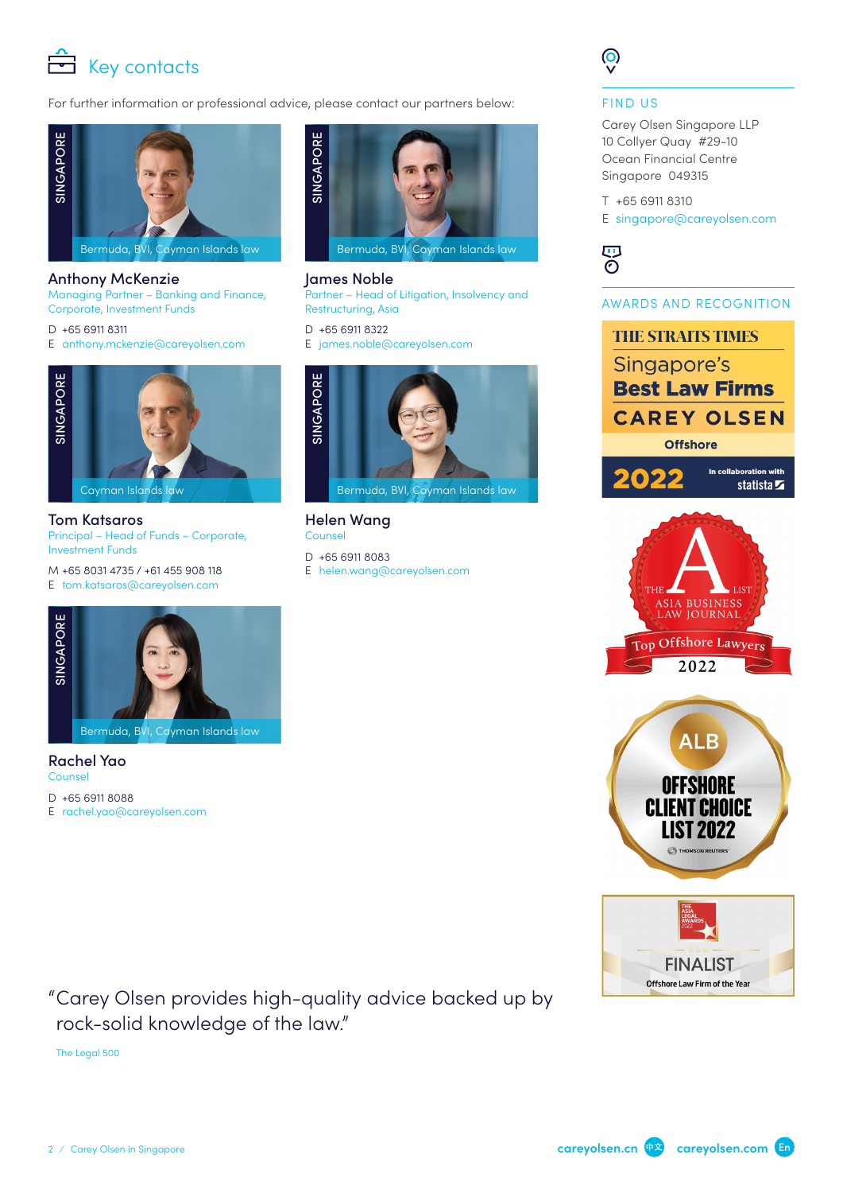## Key contacts

For further information or professional advice, please contact our partners below:

SINGAPORE

Bermuda, BVI, Cayman Islands law

### Anthony McKenzie

Managing Partner – Banking and Finance, Corporate, Investment Funds

D +65 6911 8311
E anthony.mckenzie@careyolsen.com

SINGAPORE

Bermuda, BVI, Cayman Islands law

### James Noble

Partner – Head of Litigation, Insolvency and Restructuring, Asia

D +65 6911 8322
E james.noble@careyolsen.com

SINGAPORE

Cayman Islands law

### Tom Katsaros

Principal – Head of Funds – Corporate, Investment Funds

M +65 8031 4735 / +61 455 908 118
E tom.katsaros@careyolsen.com

SINGAPORE

Bermuda, BVI, Cayman Islands law

### Helen Wang

Counsel

D +65 6911 8083
E helen.wang@careyolsen.com

SINGAPORE

Bermuda, BVI, Cayman Islands law

### Rachel Yao

Counsel

D +65 6911 8088
E rachel.yao@careyolsen.com

"Carey Olsen provides high-quality advice backed up by rock-solid knowledge of the law."

The Legal 500

## FIND US

Carey Olsen Singapore LLP
10 Collyer Quay #29-10
Ocean Financial Centre
Singapore 049315

T +65 6911 8310
E singapore@careyolsen.com

## AWARDS AND RECOGNITION

THE STRAITS TIMES
Singapore's **Best Law Firms**
CAREY OLSEN
Offshore
2022
In collaboration with statista

THE A LIST
ASIA BUSINESS LAW JOURNAL
Top Offshore Lawyers
2022

ALB
OFFSHORE CLIENT CHOICE LIST 2022
THOMSON REUTERS

THE ASIA LEGAL AWARDS 2022
FINALIST
Offshore Law Firm of the Year

careyolsen.cn 中文 careyolsen.com En